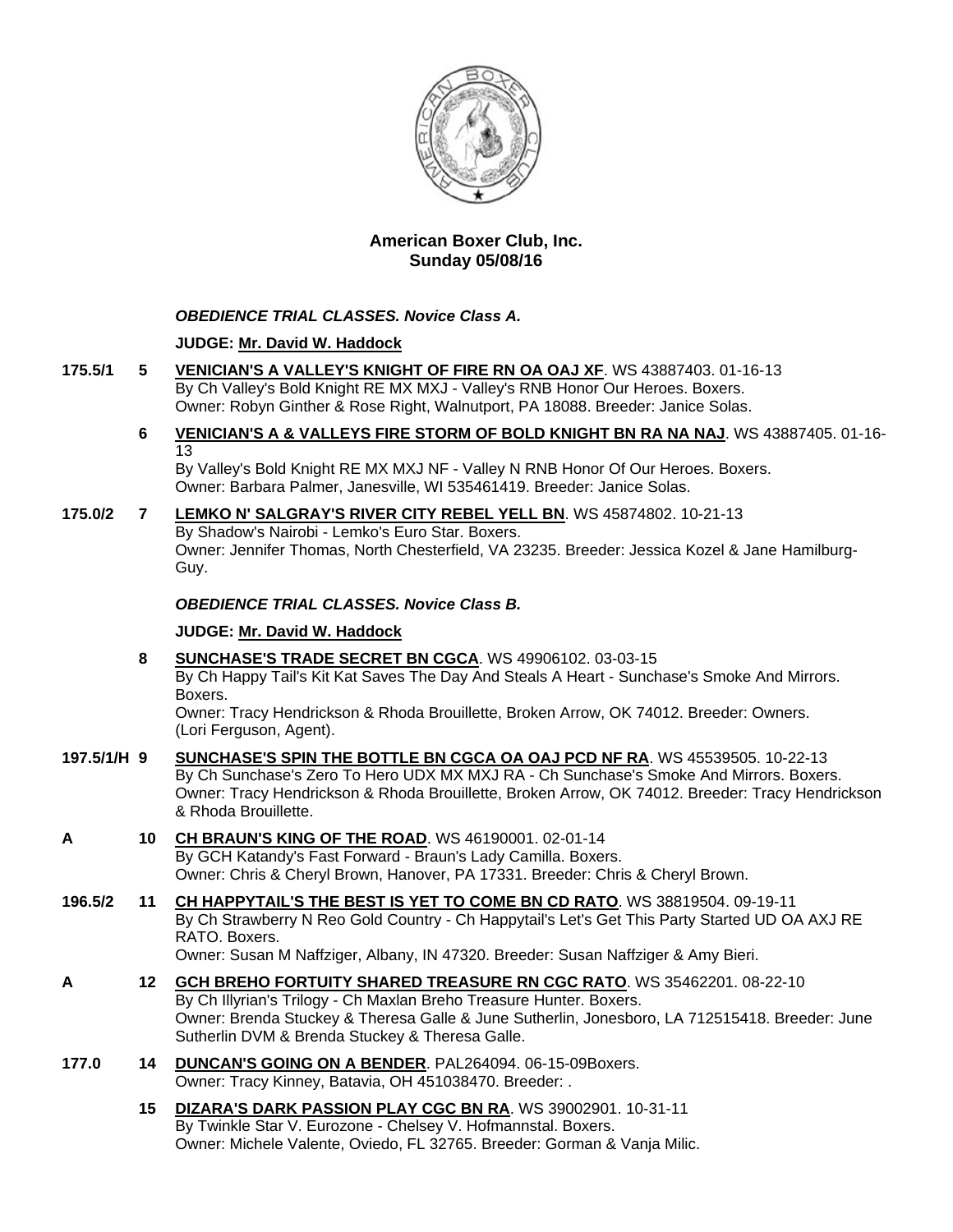# American Boxer Club, Inc.
## Sunday 05/08/16

### *OBEDIENCE TRIAL CLASSES. Novice Class A.*

**JUDGE: Mr. David W. Haddock**

**175.5/1** **5** **VENICIAN'S A VALLEY'S KNIGHT OF FIRE RN OA OAJ XF**. WS 43887403. 01-16-13
By Ch Valley's Bold Knight RE MX MXJ - Valley's RNB Honor Our Heroes. Boxers.
Owner: Robyn Ginther & Rose Right, Walnutport, PA 18088. Breeder: Janice Solas.

**6** **VENICIAN'S A & VALLEYS FIRE STORM OF BOLD KNIGHT BN RA NA NAJ**. WS 43887405. 01-16-13
By Valley's Bold Knight RE MX MXJ NF - Valley N RNB Honor Of Our Heroes. Boxers.
Owner: Barbara Palmer, Janesville, WI 535461419. Breeder: Janice Solas.

**175.0/2** **7** **LEMKO N' SALGRAY'S RIVER CITY REBEL YELL BN**. WS 45874802. 10-21-13
By Shadow's Nairobi - Lemko's Euro Star. Boxers.
Owner: Jennifer Thomas, North Chesterfield, VA 23235. Breeder: Jessica Kozel & Jane Hamilburg-Guy.

### *OBEDIENCE TRIAL CLASSES. Novice Class B.*

**JUDGE: Mr. David W. Haddock**

**8** **SUNCHASE'S TRADE SECRET BN CGCA**. WS 49906102. 03-03-15
By Ch Happy Tail's Kit Kat Saves The Day And Steals A Heart - Sunchase's Smoke And Mirrors. Boxers.
Owner: Tracy Hendrickson & Rhoda Brouillette, Broken Arrow, OK 74012. Breeder: Owners. (Lori Ferguson, Agent).

**197.5/1/H** **9** **SUNCHASE'S SPIN THE BOTTLE BN CGCA OA OAJ PCD NF RA**. WS 45539505. 10-22-13
By Ch Sunchase's Zero To Hero UDX MX MXJ RA - Ch Sunchase's Smoke And Mirrors. Boxers.
Owner: Tracy Hendrickson & Rhoda Brouillette, Broken Arrow, OK 74012. Breeder: Tracy Hendrickson & Rhoda Brouillette.

**A** **10** **CH BRAUN'S KING OF THE ROAD**. WS 46190001. 02-01-14
By GCH Katandy's Fast Forward - Braun's Lady Camilla. Boxers.
Owner: Chris & Cheryl Brown, Hanover, PA 17331. Breeder: Chris & Cheryl Brown.

**196.5/2** **11** **CH HAPPYTAIL'S THE BEST IS YET TO COME BN CD RATO**. WS 38819504. 09-19-11
By Ch Strawberry N Reo Gold Country - Ch Happytail's Let's Get This Party Started UD OA AXJ RE RATO. Boxers.
Owner: Susan M Naffziger, Albany, IN 47320. Breeder: Susan Naffziger & Amy Bieri.

**A** **12** **GCH BREHO FORTUITY SHARED TREASURE RN CGC RATO**. WS 35462201. 08-22-10
By Ch Illyrian's Trilogy - Ch Maxlan Breho Treasure Hunter. Boxers.
Owner: Brenda Stuckey & Theresa Galle & June Sutherlin, Jonesboro, LA 712515418. Breeder: June Sutherlin DVM & Brenda Stuckey & Theresa Galle.

**177.0** **14** **DUNCAN'S GOING ON A BENDER**. PAL264094. 06-15-09Boxers.
Owner: Tracy Kinney, Batavia, OH 451038470. Breeder: .

**15** **DIZARA'S DARK PASSION PLAY CGC BN RA**. WS 39002901. 10-31-11
By Twinkle Star V. Eurozone - Chelsey V. Hofmannstal. Boxers.
Owner: Michele Valente, Oviedo, FL 32765. Breeder: Gorman & Vanja Milic.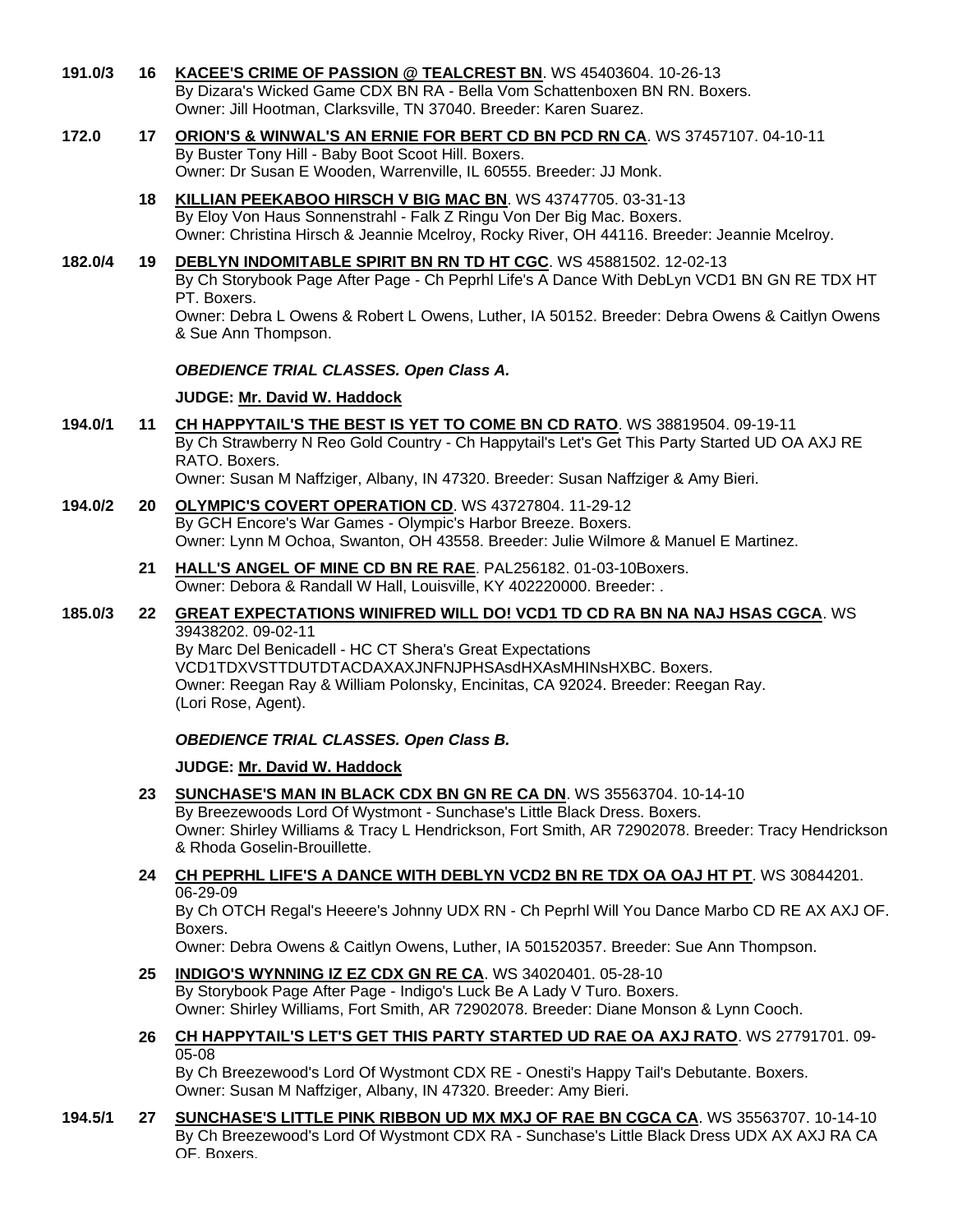**191.0/3** **16** **KACEE'S CRIME OF PASSION @ TEALCREST BN**. WS 45403604. 10-26-13
By Dizara's Wicked Game CDX BN RA - Bella Vom Schattenboxen BN RN. Boxers.
Owner: Jill Hootman, Clarksville, TN 37040. Breeder: Karen Suarez.

**172.0** **17** **ORION'S & WINWAL'S AN ERNIE FOR BERT CD BN PCD RN CA**. WS 37457107. 04-10-11
By Buster Tony Hill - Baby Boot Scoot Hill. Boxers.
Owner: Dr Susan E Wooden, Warrenville, IL 60555. Breeder: JJ Monk.

**18** **KILLIAN PEEKABOO HIRSCH V BIG MAC BN**. WS 43747705. 03-31-13
By Eloy Von Haus Sonnenstrahl - Falk Z Ringu Von Der Big Mac. Boxers.
Owner: Christina Hirsch & Jeannie Mcelroy, Rocky River, OH 44116. Breeder: Jeannie Mcelroy.

**182.0/4** **19** **DEBLYN INDOMITABLE SPIRIT BN RN TD HT CGC**. WS 45881502. 12-02-13
By Ch Storybook Page After Page - Ch Peprhl Life's A Dance With DebLyn VCD1 BN GN RE TDX HT PT. Boxers.
Owner: Debra L Owens & Robert L Owens, Luther, IA 50152. Breeder: Debra Owens & Caitlyn Owens & Sue Ann Thompson.

***OBEDIENCE TRIAL CLASSES. Open Class A.***

**JUDGE: Mr. David W. Haddock**

**194.0/1** **11** **CH HAPPYTAIL'S THE BEST IS YET TO COME BN CD RATO**. WS 38819504. 09-19-11
By Ch Strawberry N Reo Gold Country - Ch Happytail's Let's Get This Party Started UD OA AXJ RE RATO. Boxers.
Owner: Susan M Naffziger, Albany, IN 47320. Breeder: Susan Naffziger & Amy Bieri.

**194.0/2** **20** **OLYMPIC'S COVERT OPERATION CD**. WS 43727804. 11-29-12
By GCH Encore's War Games - Olympic's Harbor Breeze. Boxers.
Owner: Lynn M Ochoa, Swanton, OH 43558. Breeder: Julie Wilmore & Manuel E Martinez.

**21** **HALL'S ANGEL OF MINE CD BN RE RAE**. PAL256182. 01-03-10Boxers.
Owner: Debora & Randall W Hall, Louisville, KY 402220000. Breeder: .

**185.0/3** **22** **GREAT EXPECTATIONS WINIFRED WILL DO! VCD1 TD CD RA BN NA NAJ HSAS CGCA**. WS 39438202. 09-02-11
By Marc Del Benicadell - HC CT Shera's Great Expectations VCD1TDXVSTTDUTDTACDAXAXJNFNJPHSAsdHXAsMHINsHXBC. Boxers.
Owner: Reegan Ray & William Polonsky, Encinitas, CA 92024. Breeder: Reegan Ray.
(Lori Rose, Agent).

***OBEDIENCE TRIAL CLASSES. Open Class B.***

**JUDGE: Mr. David W. Haddock**

**23** **SUNCHASE'S MAN IN BLACK CDX BN GN RE CA DN**. WS 35563704. 10-14-10
By Breezewoods Lord Of Wystmont - Sunchase's Little Black Dress. Boxers.
Owner: Shirley Williams & Tracy L Hendrickson, Fort Smith, AR 72902078. Breeder: Tracy Hendrickson & Rhoda Goselin-Brouillette.

**24** **CH PEPRHL LIFE'S A DANCE WITH DEBLYN VCD2 BN RE TDX OA OAJ HT PT**. WS 30844201. 06-29-09
By Ch OTCH Regal's Heeere's Johnny UDX RN - Ch Peprhl Will You Dance Marbo CD RE AX AXJ OF. Boxers.
Owner: Debra Owens & Caitlyn Owens, Luther, IA 501520357. Breeder: Sue Ann Thompson.

**25** **INDIGO'S WYNNING IZ EZ CDX GN RE CA**. WS 34020401. 05-28-10
By Storybook Page After Page - Indigo's Luck Be A Lady V Turo. Boxers.
Owner: Shirley Williams, Fort Smith, AR 72902078. Breeder: Diane Monson & Lynn Cooch.

**26** **CH HAPPYTAIL'S LET'S GET THIS PARTY STARTED UD RAE OA AXJ RATO**. WS 27791701. 09-05-08
By Ch Breezewood's Lord Of Wystmont CDX RE - Onesti's Happy Tail's Debutante. Boxers.
Owner: Susan M Naffziger, Albany, IN 47320. Breeder: Amy Bieri.

**194.5/1** **27** **SUNCHASE'S LITTLE PINK RIBBON UD MX MXJ OF RAE BN CGCA CA**. WS 35563707. 10-14-10
By Ch Breezewood's Lord Of Wystmont CDX RA - Sunchase's Little Black Dress UDX AX AXJ RA CA OF. Boxers.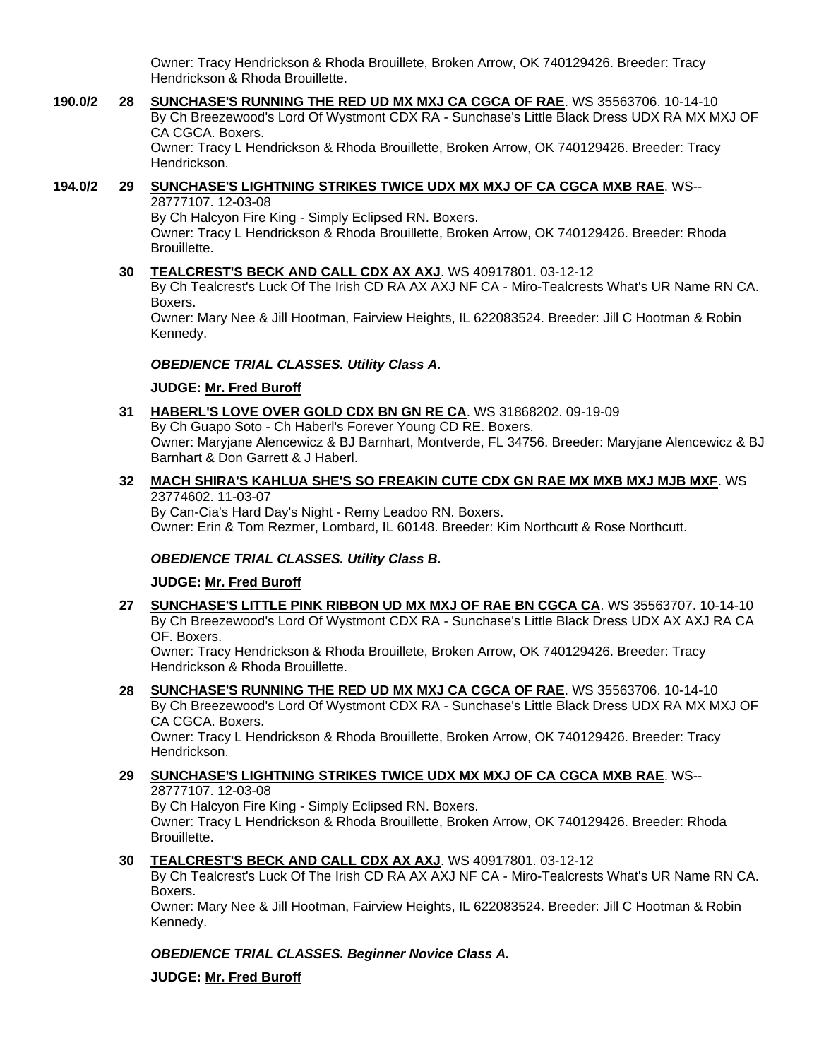Owner: Tracy Hendrickson & Rhoda Brouillete, Broken Arrow, OK 740129426. Breeder: Tracy Hendrickson & Rhoda Brouillette.

**190.0/2** **28** **SUNCHASE'S RUNNING THE RED UD MX MXJ CA CGCA OF RAE**. WS 35563706. 10-14-10
By Ch Breezewood's Lord Of Wystmont CDX RA - Sunchase's Little Black Dress UDX RA MX MXJ OF CA CGCA. Boxers.
Owner: Tracy L Hendrickson & Rhoda Brouillette, Broken Arrow, OK 740129426. Breeder: Tracy Hendrickson.

**194.0/2** **29** **SUNCHASE'S LIGHTNING STRIKES TWICE UDX MX MXJ OF CA CGCA MXB RAE**. WS--28777107. 12-03-08
By Ch Halcyon Fire King - Simply Eclipsed RN. Boxers.
Owner: Tracy L Hendrickson & Rhoda Brouillette, Broken Arrow, OK 740129426. Breeder: Rhoda Brouillette.

**30** **TEALCREST'S BECK AND CALL CDX AX AXJ**. WS 40917801. 03-12-12
By Ch Tealcrest's Luck Of The Irish CD RA AX AXJ NF CA - Miro-Tealcrests What's UR Name RN CA. Boxers.
Owner: Mary Nee & Jill Hootman, Fairview Heights, IL 622083524. Breeder: Jill C Hootman & Robin Kennedy.

***OBEDIENCE TRIAL CLASSES. Utility Class A.***

**JUDGE: Mr. Fred Buroff**

**31** **HABERL'S LOVE OVER GOLD CDX BN GN RE CA**. WS 31868202. 09-19-09
By Ch Guapo Soto - Ch Haberl's Forever Young CD RE. Boxers.
Owner: Maryjane Alencewicz & BJ Barnhart, Montverde, FL 34756. Breeder: Maryjane Alencewicz & BJ Barnhart & Don Garrett & J Haberl.

**32** **MACH SHIRA'S KAHLUA SHE'S SO FREAKIN CUTE CDX GN RAE MX MXB MXJ MJB MXF**. WS 23774602. 11-03-07
By Can-Cia's Hard Day's Night - Remy Leadoo RN. Boxers.
Owner: Erin & Tom Rezmer, Lombard, IL 60148. Breeder: Kim Northcutt & Rose Northcutt.

***OBEDIENCE TRIAL CLASSES. Utility Class B.***

**JUDGE: Mr. Fred Buroff**

**27** **SUNCHASE'S LITTLE PINK RIBBON UD MX MXJ OF RAE BN CGCA CA**. WS 35563707. 10-14-10
By Ch Breezewood's Lord Of Wystmont CDX RA - Sunchase's Little Black Dress UDX AX AXJ RA CA OF. Boxers.
Owner: Tracy Hendrickson & Rhoda Brouillete, Broken Arrow, OK 740129426. Breeder: Tracy Hendrickson & Rhoda Brouillette.

**28** **SUNCHASE'S RUNNING THE RED UD MX MXJ CA CGCA OF RAE**. WS 35563706. 10-14-10
By Ch Breezewood's Lord Of Wystmont CDX RA - Sunchase's Little Black Dress UDX RA MX MXJ OF CA CGCA. Boxers.
Owner: Tracy L Hendrickson & Rhoda Brouillette, Broken Arrow, OK 740129426. Breeder: Tracy Hendrickson.

**29** **SUNCHASE'S LIGHTNING STRIKES TWICE UDX MX MXJ OF CA CGCA MXB RAE**. WS--28777107. 12-03-08
By Ch Halcyon Fire King - Simply Eclipsed RN. Boxers.
Owner: Tracy L Hendrickson & Rhoda Brouillette, Broken Arrow, OK 740129426. Breeder: Rhoda Brouillette.

**30** **TEALCREST'S BECK AND CALL CDX AX AXJ**. WS 40917801. 03-12-12
By Ch Tealcrest's Luck Of The Irish CD RA AX AXJ NF CA - Miro-Tealcrests What's UR Name RN CA. Boxers.
Owner: Mary Nee & Jill Hootman, Fairview Heights, IL 622083524. Breeder: Jill C Hootman & Robin Kennedy.

***OBEDIENCE TRIAL CLASSES. Beginner Novice Class A.***

**JUDGE: Mr. Fred Buroff**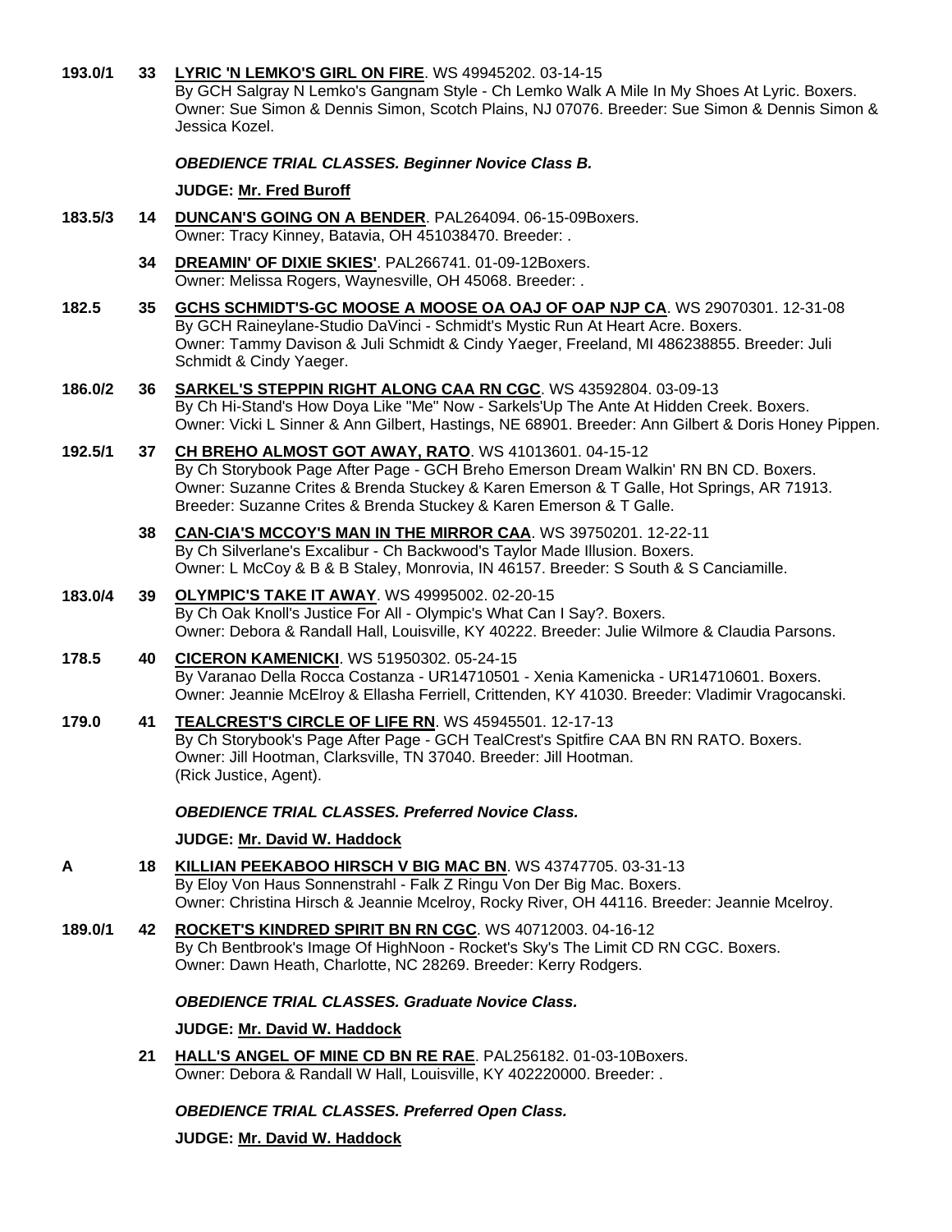**193.0/1** **33** **LYRIC 'N LEMKO'S GIRL ON FIRE**. WS 49945202. 03-14-15
By GCH Salgray N Lemko's Gangnam Style - Ch Lemko Walk A Mile In My Shoes At Lyric. Boxers.
Owner: Sue Simon & Dennis Simon, Scotch Plains, NJ 07076. Breeder: Sue Simon & Dennis Simon & Jessica Kozel.

***OBEDIENCE TRIAL CLASSES. Beginner Novice Class B.***

**JUDGE: Mr. Fred Buroff**

**183.5/3** **14** **DUNCAN'S GOING ON A BENDER**. PAL264094. 06-15-09Boxers.
Owner: Tracy Kinney, Batavia, OH 451038470. Breeder: .

**34** **DREAMIN' OF DIXIE SKIES'**. PAL266741. 01-09-12Boxers.
Owner: Melissa Rogers, Waynesville, OH 45068. Breeder: .

**182.5** **35** **GCHS SCHMIDT'S-GC MOOSE A MOOSE OA OAJ OF OAP NJP CA**. WS 29070301. 12-31-08
By GCH Raineylane-Studio DaVinci - Schmidt's Mystic Run At Heart Acre. Boxers.
Owner: Tammy Davison & Juli Schmidt & Cindy Yaeger, Freeland, MI 486238855. Breeder: Juli Schmidt & Cindy Yaeger.

**186.0/2** **36** **SARKEL'S STEPPIN RIGHT ALONG CAA RN CGC**. WS 43592804. 03-09-13
By Ch Hi-Stand's How Doya Like "Me" Now - Sarkels'Up The Ante At Hidden Creek. Boxers.
Owner: Vicki L Sinner & Ann Gilbert, Hastings, NE 68901. Breeder: Ann Gilbert & Doris Honey Pippen.

**192.5/1** **37** **CH BREHO ALMOST GOT AWAY, RATO**. WS 41013601. 04-15-12
By Ch Storybook Page After Page - GCH Breho Emerson Dream Walkin' RN BN CD. Boxers.
Owner: Suzanne Crites & Brenda Stuckey & Karen Emerson & T Galle, Hot Springs, AR 71913.
Breeder: Suzanne Crites & Brenda Stuckey & Karen Emerson & T Galle.

**38** **CAN-CIA'S MCCOY'S MAN IN THE MIRROR CAA**. WS 39750201. 12-22-11
By Ch Silverlane's Excalibur - Ch Backwood's Taylor Made Illusion. Boxers.
Owner: L McCoy & B & B Staley, Monrovia, IN 46157. Breeder: S South & S Canciamille.

**183.0/4** **39** **OLYMPIC'S TAKE IT AWAY**. WS 49995002. 02-20-15
By Ch Oak Knoll's Justice For All - Olympic's What Can I Say?. Boxers.
Owner: Debora & Randall Hall, Louisville, KY 40222. Breeder: Julie Wilmore & Claudia Parsons.

**178.5** **40** **CICERON KAMENICKI**. WS 51950302. 05-24-15
By Varanao Della Rocca Costanza - UR14710501 - Xenia Kamenicka - UR14710601. Boxers.
Owner: Jeannie McElroy & Ellasha Ferriell, Crittenden, KY 41030. Breeder: Vladimir Vragocanski.

**179.0** **41** **TEALCREST'S CIRCLE OF LIFE RN**. WS 45945501. 12-17-13
By Ch Storybook's Page After Page - GCH TealCrest's Spitfire CAA BN RN RATO. Boxers.
Owner: Jill Hootman, Clarksville, TN 37040. Breeder: Jill Hootman.
(Rick Justice, Agent).

***OBEDIENCE TRIAL CLASSES. Preferred Novice Class.***

**JUDGE: Mr. David W. Haddock**

**A** **18** **KILLIAN PEEKABOO HIRSCH V BIG MAC BN**. WS 43747705. 03-31-13
By Eloy Von Haus Sonnenstrahl - Falk Z Ringu Von Der Big Mac. Boxers.
Owner: Christina Hirsch & Jeannie Mcelroy, Rocky River, OH 44116. Breeder: Jeannie Mcelroy.

**189.0/1** **42** **ROCKET'S KINDRED SPIRIT BN RN CGC**. WS 40712003. 04-16-12
By Ch Bentbrook's Image Of HighNoon - Rocket's Sky's The Limit CD RN CGC. Boxers.
Owner: Dawn Heath, Charlotte, NC 28269. Breeder: Kerry Rodgers.

***OBEDIENCE TRIAL CLASSES. Graduate Novice Class.***

**JUDGE: Mr. David W. Haddock**

**21** **HALL'S ANGEL OF MINE CD BN RE RAE**. PAL256182. 01-03-10Boxers.
Owner: Debora & Randall W Hall, Louisville, KY 402220000. Breeder: .

***OBEDIENCE TRIAL CLASSES. Preferred Open Class.***

**JUDGE: Mr. David W. Haddock**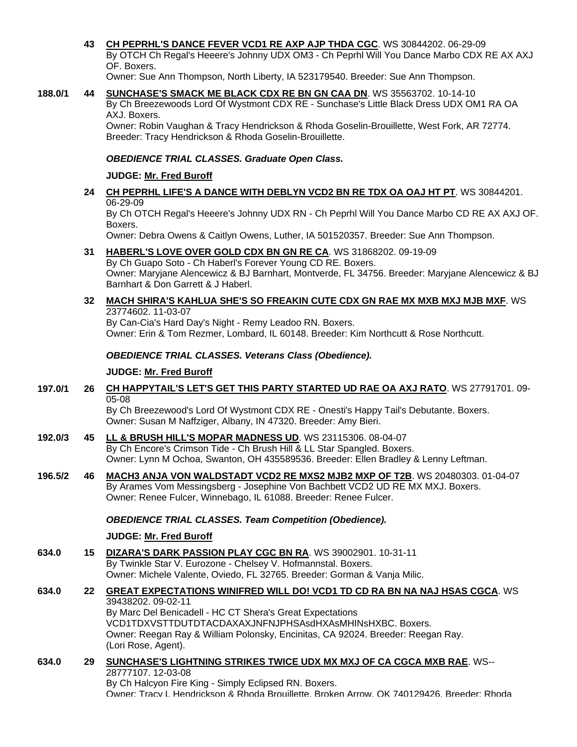43 **CH PEPRHL'S DANCE FEVER VCD1 RE AXP AJP THDA CGC**. WS 30844202. 06-29-09
By OTCH Ch Regal's Heeere's Johnny UDX OM3 - Ch Peprhl Will You Dance Marbo CDX RE AX AXJ OF. Boxers.
Owner: Sue Ann Thompson, North Liberty, IA 523179540. Breeder: Sue Ann Thompson.

188.0/1 44 **SUNCHASE'S SMACK ME BLACK CDX RE BN GN CAA DN**. WS 35563702. 10-14-10
By Ch Breezewoods Lord Of Wystmont CDX RE - Sunchase's Little Black Dress UDX OM1 RA OA AXJ. Boxers.
Owner: Robin Vaughan & Tracy Hendrickson & Rhoda Goselin-Brouillette, West Fork, AR 72774. Breeder: Tracy Hendrickson & Rhoda Goselin-Brouillette.

***OBEDIENCE TRIAL CLASSES. Graduate Open Class.***

**JUDGE: Mr. Fred Buroff**

24 **CH PEPRHL LIFE'S A DANCE WITH DEBLYN VCD2 BN RE TDX OA OAJ HT PT**. WS 30844201. 06-29-09
By Ch OTCH Regal's Heeere's Johnny UDX RN - Ch Peprhl Will You Dance Marbo CD RE AX AXJ OF. Boxers.
Owner: Debra Owens & Caitlyn Owens, Luther, IA 501520357. Breeder: Sue Ann Thompson.

31 **HABERL'S LOVE OVER GOLD CDX BN GN RE CA**. WS 31868202. 09-19-09
By Ch Guapo Soto - Ch Haberl's Forever Young CD RE. Boxers.
Owner: Maryjane Alencewicz & BJ Barnhart, Montverde, FL 34756. Breeder: Maryjane Alencewicz & BJ Barnhart & Don Garrett & J Haberl.

32 **MACH SHIRA'S KAHLUA SHE'S SO FREAKIN CUTE CDX GN RAE MX MXB MXJ MJB MXF**. WS 23774602. 11-03-07
By Can-Cia's Hard Day's Night - Remy Leadoo RN. Boxers.
Owner: Erin & Tom Rezmer, Lombard, IL 60148. Breeder: Kim Northcutt & Rose Northcutt.

***OBEDIENCE TRIAL CLASSES. Veterans Class (Obedience).***

**JUDGE: Mr. Fred Buroff**

197.0/1 26 **CH HAPPYTAIL'S LET'S GET THIS PARTY STARTED UD RAE OA AXJ RATO**. WS 27791701. 09-05-08
By Ch Breezewood's Lord Of Wystmont CDX RE - Onesti's Happy Tail's Debutante. Boxers.
Owner: Susan M Naffziger, Albany, IN 47320. Breeder: Amy Bieri.

192.0/3 45 **LL & BRUSH HILL'S MOPAR MADNESS UD**. WS 23115306. 08-04-07
By Ch Encore's Crimson Tide - Ch Brush Hill & LL Star Spangled. Boxers.
Owner: Lynn M Ochoa, Swanton, OH 435589536. Breeder: Ellen Bradley & Lenny Leftman.

196.5/2 46 **MACH3 ANJA VON WALDSTADT VCD2 RE MXS2 MJB2 MXP OF T2B**. WS 20480303. 01-04-07
By Arames Vom Messingsberg - Josephine Von Bachbett VCD2 UD RE MX MXJ. Boxers.
Owner: Renee Fulcer, Winnebago, IL 61088. Breeder: Renee Fulcer.

***OBEDIENCE TRIAL CLASSES. Team Competition (Obedience).***

**JUDGE: Mr. Fred Buroff**

634.0 15 **DIZARA'S DARK PASSION PLAY CGC BN RA**. WS 39002901. 10-31-11
By Twinkle Star V. Eurozone - Chelsey V. Hofmannstal. Boxers.
Owner: Michele Valente, Oviedo, FL 32765. Breeder: Gorman & Vanja Milic.

634.0 22 **GREAT EXPECTATIONS WINIFRED WILL DO! VCD1 TD CD RA BN NA NAJ HSAS CGCA**. WS 39438202. 09-02-11
By Marc Del Benicadell - HC CT Shera's Great Expectations VCD1TDXVSTTDUTDTACDAXAXJNFNJPHSAsdHXAsMHINsHXBC. Boxers.
Owner: Reegan Ray & William Polonsky, Encinitas, CA 92024. Breeder: Reegan Ray. (Lori Rose, Agent).

634.0 29 **SUNCHASE'S LIGHTNING STRIKES TWICE UDX MX MXJ OF CA CGCA MXB RAE**. WS--28777107. 12-03-08
By Ch Halcyon Fire King - Simply Eclipsed RN. Boxers.
Owner: Tracy L Hendrickson & Rhoda Brouillette, Broken Arrow, OK 740129426. Breeder: Rhoda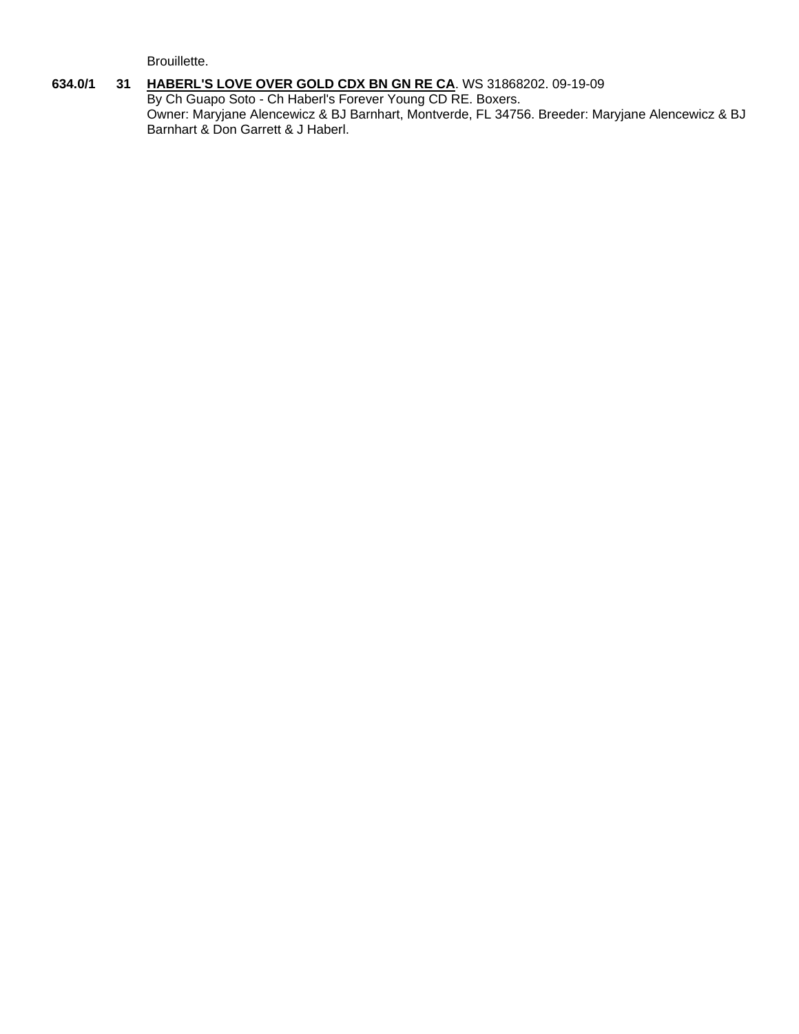Brouillette.

**634.0/1** **31** **<u>HABERL'S LOVE OVER GOLD CDX BN GN RE CA</u>**. WS 31868202. 09-19-09
By Ch Guapo Soto - Ch Haberl's Forever Young CD RE. Boxers.
Owner: Maryjane Alencewicz & BJ Barnhart, Montverde, FL 34756. Breeder: Maryjane Alencewicz & BJ Barnhart & Don Garrett & J Haberl.